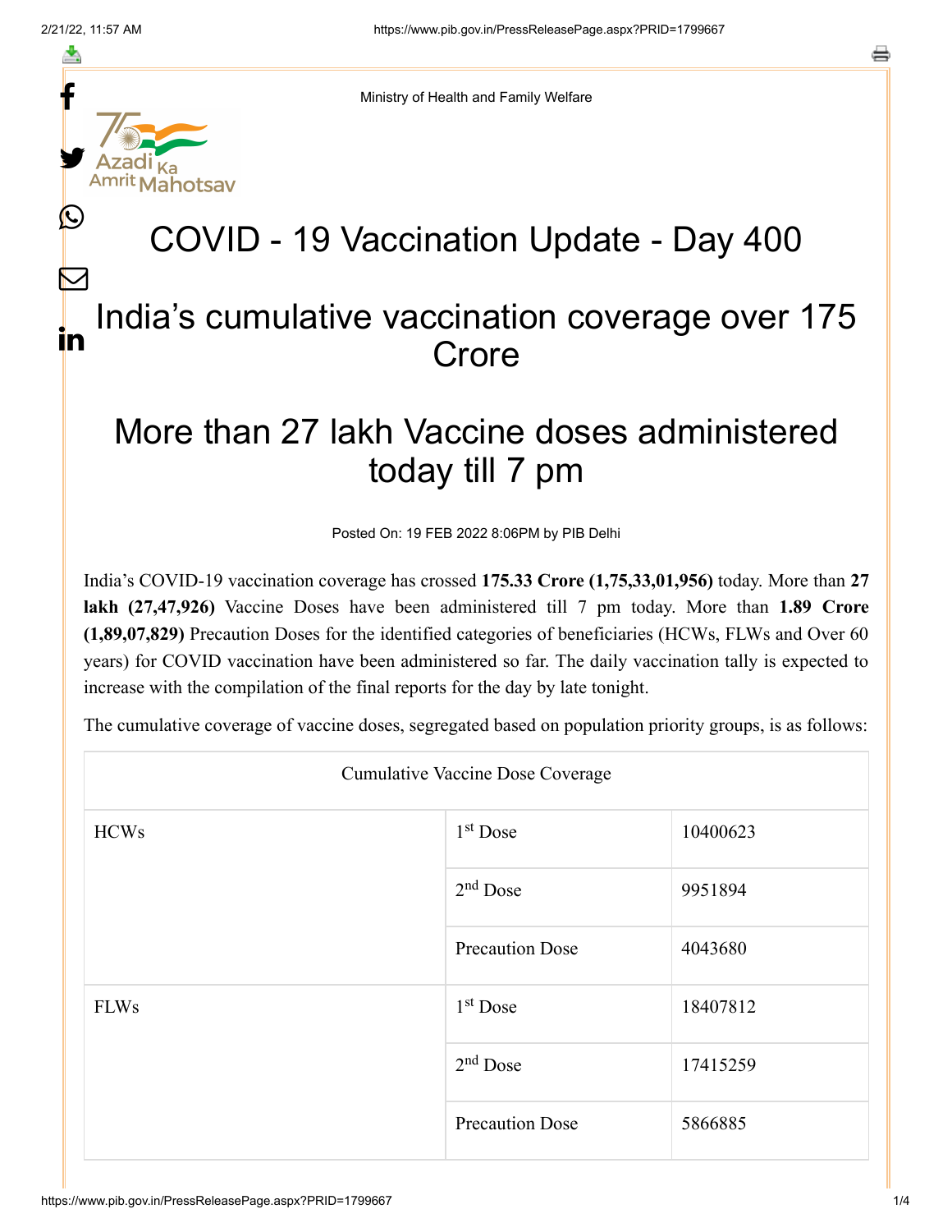Ministry of Health and Family Welfare

# COVID - 19 Vaccination Update - Day 400

## India's cumulative vaccination coverage over 175 Crore

## More than 27 lakh Vaccine doses administered today till 7 pm

Posted On: 19 FEB 2022 8:06PM by PIB Delhi

India's COVID-19 vaccination coverage has crossed **175.33 Crore (1,75,33,01,956)** today. More than **27 lakh (27,47,926)** Vaccine Doses have been administered till 7 pm today. More than **1.89 Crore (1,89,07,829)** Precaution Doses for the identified categories of beneficiaries (HCWs, FLWs and Over 60 years) for COVID vaccination have been administered so far. The daily vaccination tally is expected to increase with the compilation of the final reports for the day by late tonight.

The cumulative coverage of vaccine doses, segregated based on population priority groups, is as follows:

| Cumulative Vaccine Dose Coverage | | |
|---|---|---|
| HCWs | 1st Dose | 10400623 |
| | 2nd Dose | 9951894 |
| | Precaution Dose | 4043680 |
| FLWs | 1st Dose | 18407812 |
| | 2nd Dose | 17415259 |
| | Precaution Dose | 5866885 |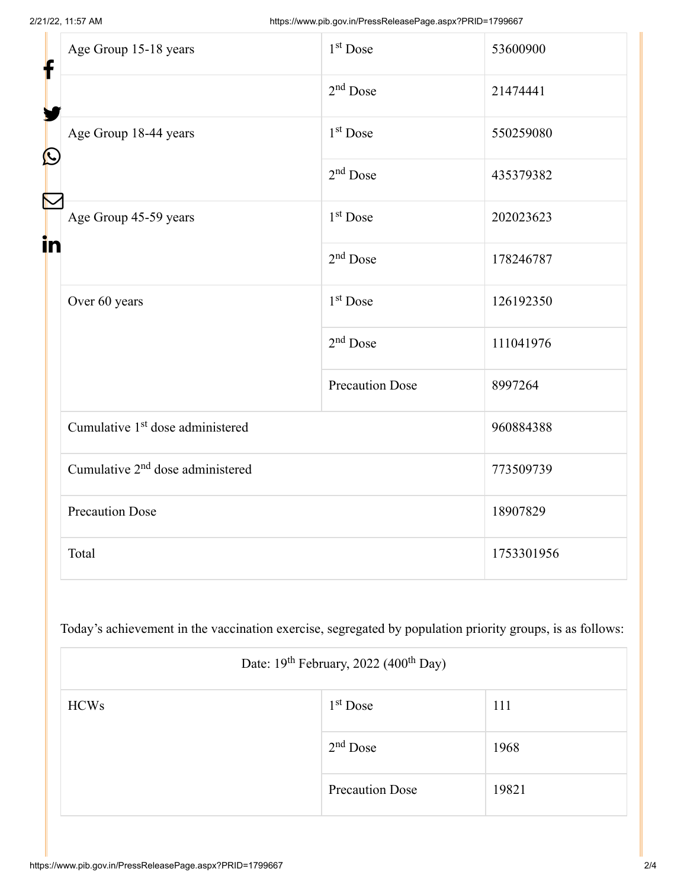| | | |
|---|---|---|
| Age Group 15-18 years | 1st Dose | 53600900 |
| | 2nd Dose | 21474441 |
| Age Group 18-44 years | 1st Dose | 550259080 |
| | 2nd Dose | 435379382 |
| Age Group 45-59 years | 1st Dose | 202023623 |
| | 2nd Dose | 178246787 |
| Over 60 years | 1st Dose | 126192350 |
| | 2nd Dose | 111041976 |
| | Precaution Dose | 8997264 |
| Cumulative 1st dose administered | | 960884388 |
| Cumulative 2nd dose administered | | 773509739 |
| Precaution Dose | | 18907829 |
| Total | | 1753301956 |

Today's achievement in the vaccination exercise, segregated by population priority groups, is as follows:

| Date: 19th February, 2022 (400th Day) | | |
|---|---|---|
| HCWs | 1st Dose | 111 |
| | 2nd Dose | 1968 |
| | Precaution Dose | 19821 |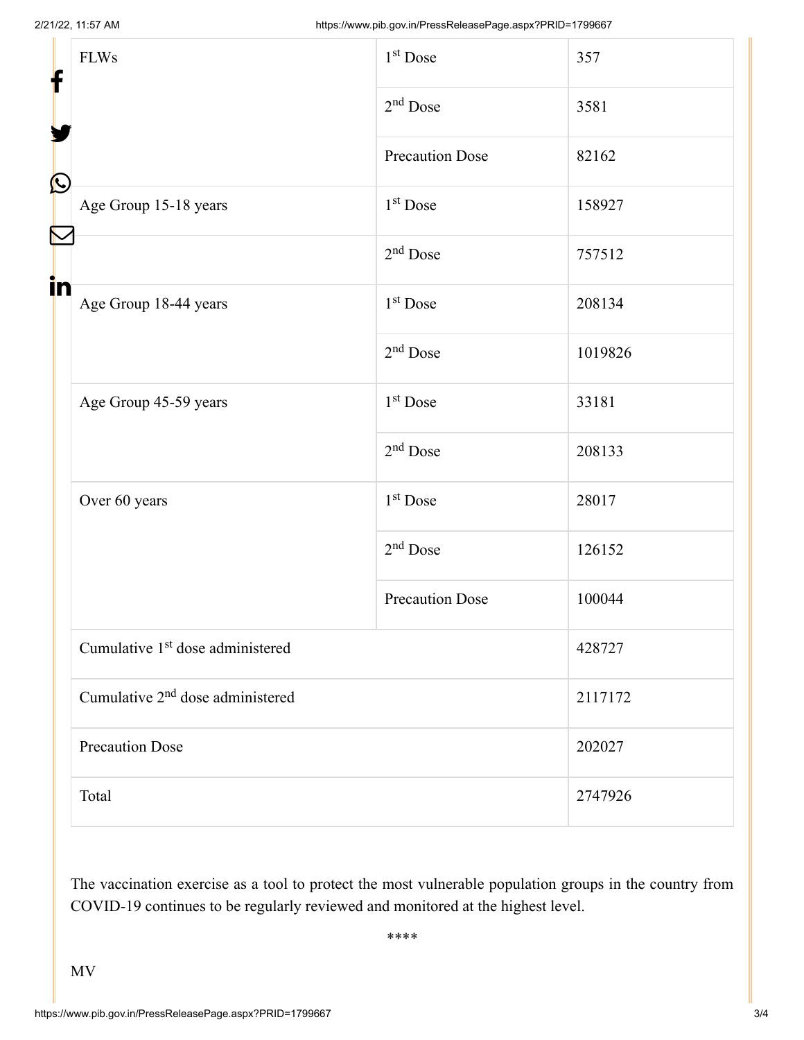| | | |
|---|---|---|
| FLWs | 1st Dose | 357 |
| | 2nd Dose | 3581 |
| | Precaution Dose | 82162 |
| Age Group 15-18 years | 1st Dose | 158927 |
| | 2nd Dose | 757512 |
| Age Group 18-44 years | 1st Dose | 208134 |
| | 2nd Dose | 1019826 |
| Age Group 45-59 years | 1st Dose | 33181 |
| | 2nd Dose | 208133 |
| Over 60 years | 1st Dose | 28017 |
| | 2nd Dose | 126152 |
| | Precaution Dose | 100044 |
| Cumulative 1st dose administered | | 428727 |
| Cumulative 2nd dose administered | | 2117172 |
| Precaution Dose | | 202027 |
| Total | | 2747926 |

The vaccination exercise as a tool to protect the most vulnerable population groups in the country from COVID-19 continues to be regularly reviewed and monitored at the highest level.

****

MV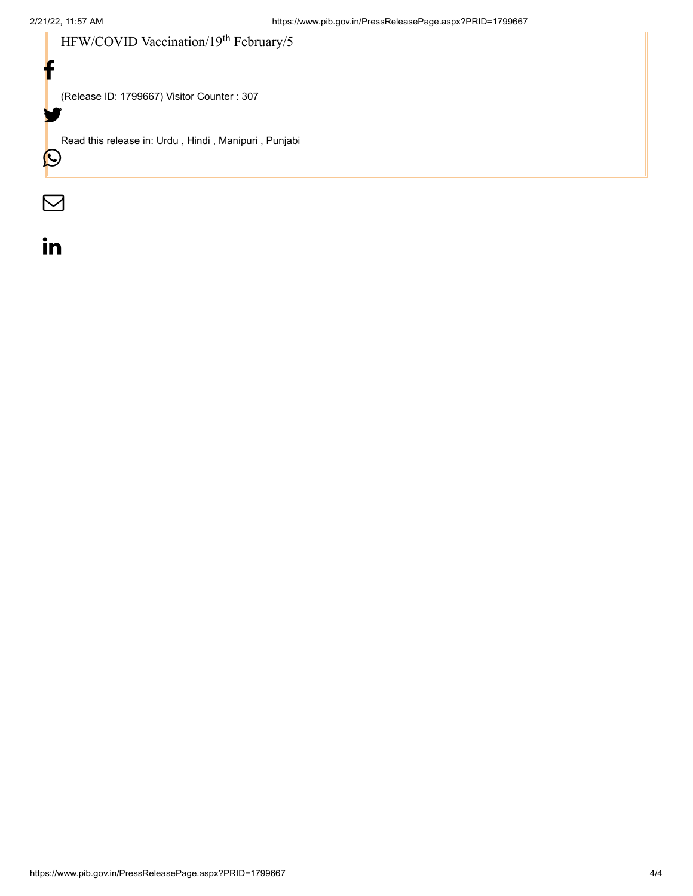HFW/COVID Vaccination/19th February/5

(Release ID: 1799667) Visitor Counter : 307

Read this release in: Urdu , Hindi , Manipuri , Punjabi